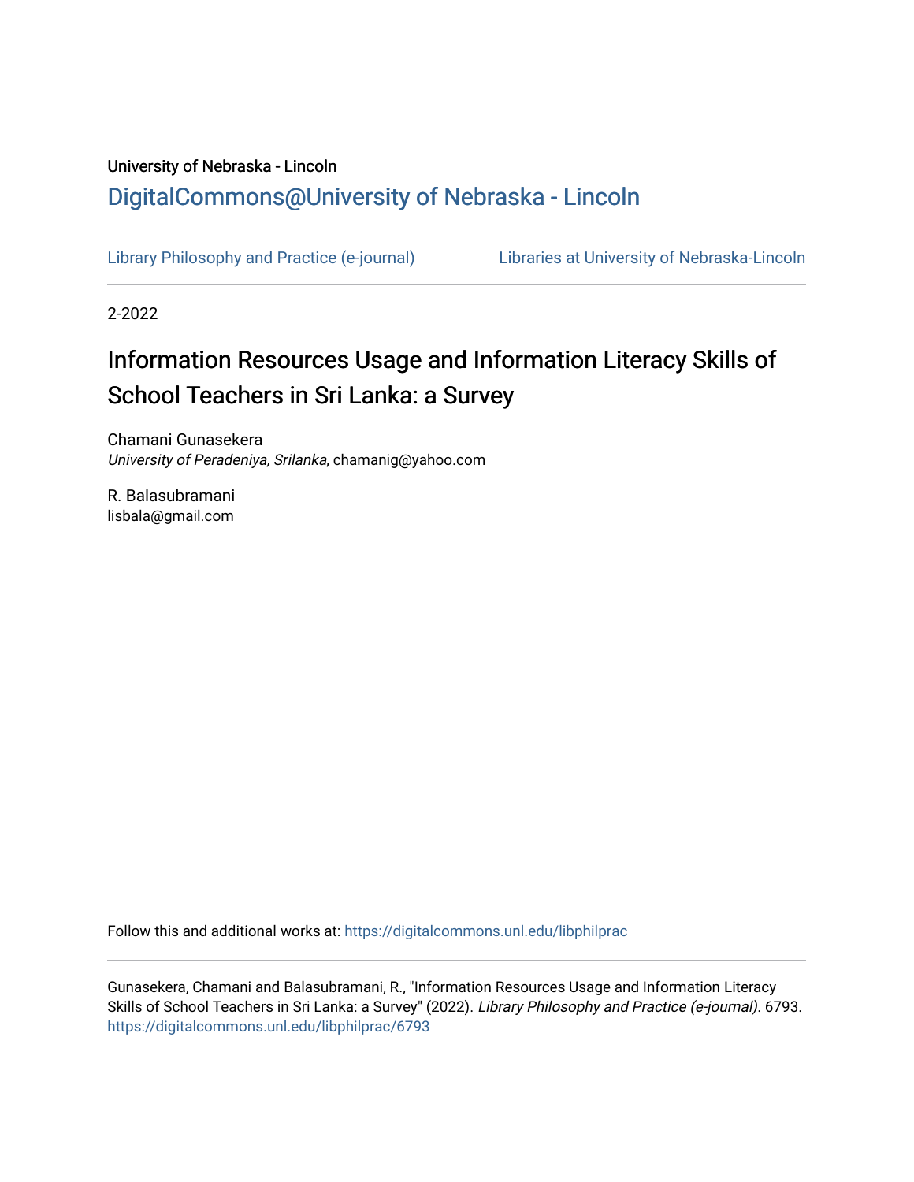University of Nebraska - Lincoln

DigitalCommons@University of Nebraska - Lincoln

Library Philosophy and Practice (e-journal)　　Libraries at University of Nebraska-Lincoln

2-2022

# Information Resources Usage and Information Literacy Skills of School Teachers in Sri Lanka: a Survey

Chamani Gunasekera
*University of Peradeniya, Srilanka*, chamanig@yahoo.com

R. Balasubramani
lisbala@gmail.com

Follow this and additional works at: https://digitalcommons.unl.edu/libphilprac

Gunasekera, Chamani and Balasubramani, R., "Information Resources Usage and Information Literacy Skills of School Teachers in Sri Lanka: a Survey" (2022). *Library Philosophy and Practice (e-journal)*. 6793.
https://digitalcommons.unl.edu/libphilprac/6793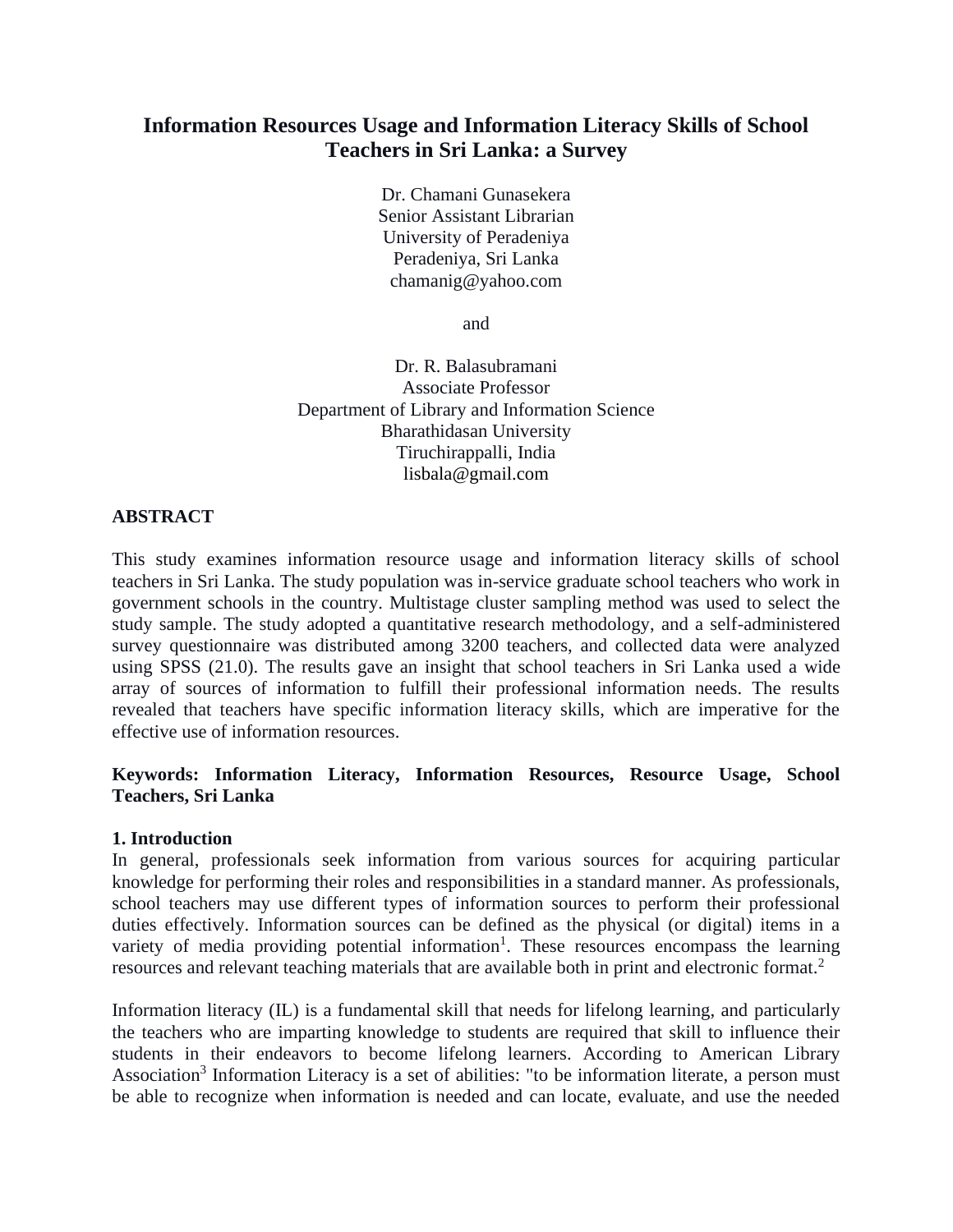# Information Resources Usage and Information Literacy Skills of School Teachers in Sri Lanka: a Survey

Dr. Chamani Gunasekera
Senior Assistant Librarian
University of Peradeniya
Peradeniya, Sri Lanka
chamanig@yahoo.com

and

Dr. R. Balasubramani
Associate Professor
Department of Library and Information Science
Bharathidasan University
Tiruchirappalli, India
lisbala@gmail.com

## ABSTRACT

This study examines information resource usage and information literacy skills of school teachers in Sri Lanka. The study population was in-service graduate school teachers who work in government schools in the country. Multistage cluster sampling method was used to select the study sample. The study adopted a quantitative research methodology, and a self-administered survey questionnaire was distributed among 3200 teachers, and collected data were analyzed using SPSS (21.0). The results gave an insight that school teachers in Sri Lanka used a wide array of sources of information to fulfill their professional information needs. The results revealed that teachers have specific information literacy skills, which are imperative for the effective use of information resources.

**Keywords: Information Literacy, Information Resources, Resource Usage, School Teachers, Sri Lanka**

## 1. Introduction

In general, professionals seek information from various sources for acquiring particular knowledge for performing their roles and responsibilities in a standard manner. As professionals, school teachers may use different types of information sources to perform their professional duties effectively. Information sources can be defined as the physical (or digital) items in a variety of media providing potential information[1]. These resources encompass the learning resources and relevant teaching materials that are available both in print and electronic format.[2]

Information literacy (IL) is a fundamental skill that needs for lifelong learning, and particularly the teachers who are imparting knowledge to students are required that skill to influence their students in their endeavors to become lifelong learners. According to American Library Association[3] Information Literacy is a set of abilities: "to be information literate, a person must be able to recognize when information is needed and can locate, evaluate, and use the needed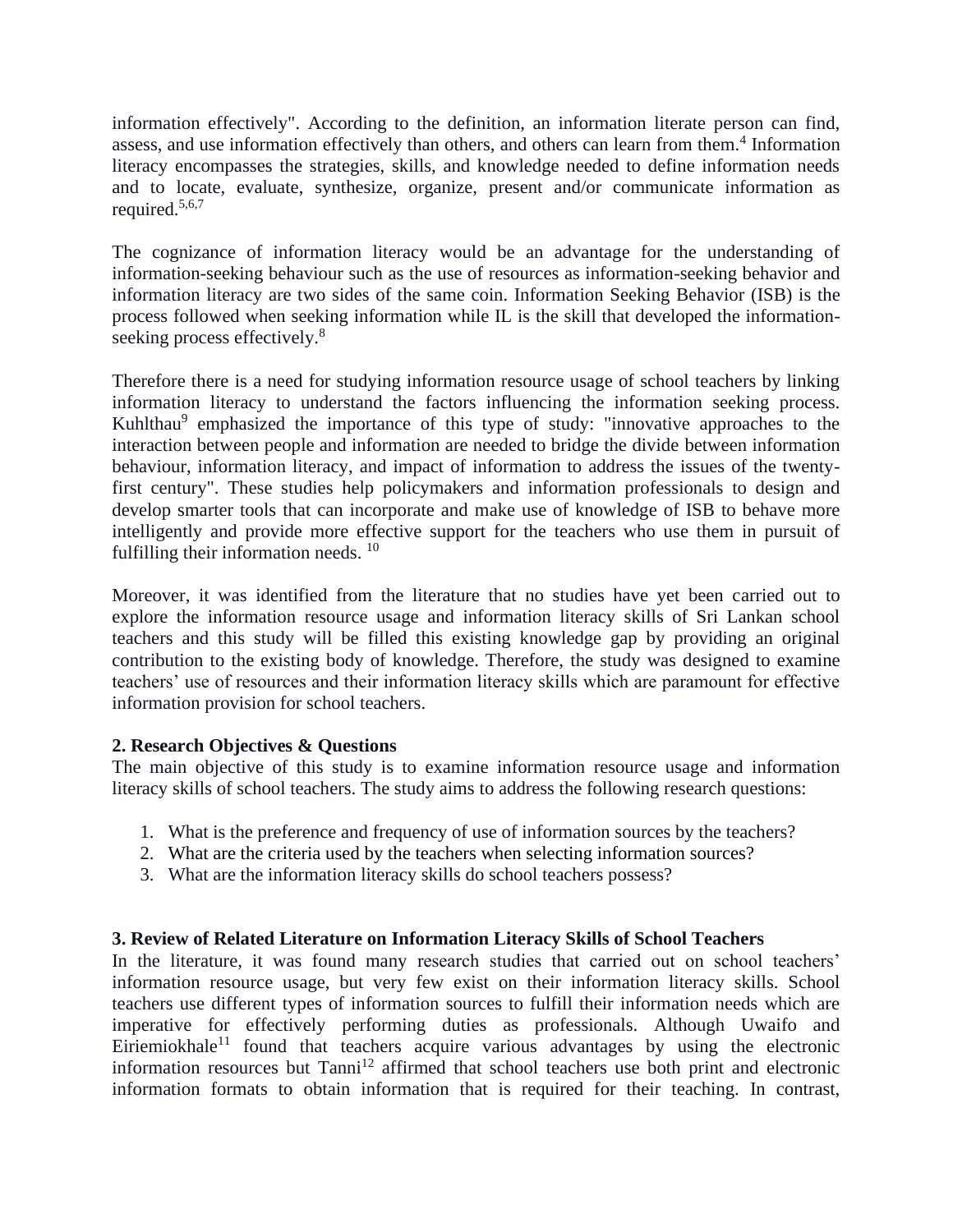information effectively". According to the definition, an information literate person can find, assess, and use information effectively than others, and others can learn from them.[4] Information literacy encompasses the strategies, skills, and knowledge needed to define information needs and to locate, evaluate, synthesize, organize, present and/or communicate information as required.[5,6,7]

The cognizance of information literacy would be an advantage for the understanding of information-seeking behaviour such as the use of resources as information-seeking behavior and information literacy are two sides of the same coin. Information Seeking Behavior (ISB) is the process followed when seeking information while IL is the skill that developed the information-seeking process effectively.[8]

Therefore there is a need for studying information resource usage of school teachers by linking information literacy to understand the factors influencing the information seeking process. Kuhlthau[9] emphasized the importance of this type of study: "innovative approaches to the interaction between people and information are needed to bridge the divide between information behaviour, information literacy, and impact of information to address the issues of the twenty-first century". These studies help policymakers and information professionals to design and develop smarter tools that can incorporate and make use of knowledge of ISB to behave more intelligently and provide more effective support for the teachers who use them in pursuit of fulfilling their information needs. [10]

Moreover, it was identified from the literature that no studies have yet been carried out to explore the information resource usage and information literacy skills of Sri Lankan school teachers and this study will be filled this existing knowledge gap by providing an original contribution to the existing body of knowledge. Therefore, the study was designed to examine teachers' use of resources and their information literacy skills which are paramount for effective information provision for school teachers.

## 2. Research Objectives & Questions

The main objective of this study is to examine information resource usage and information literacy skills of school teachers. The study aims to address the following research questions:

1. What is the preference and frequency of use of information sources by the teachers?
2. What are the criteria used by the teachers when selecting information sources?
3. What are the information literacy skills do school teachers possess?

## 3. Review of Related Literature on Information Literacy Skills of School Teachers

In the literature, it was found many research studies that carried out on school teachers' information resource usage, but very few exist on their information literacy skills. School teachers use different types of information sources to fulfill their information needs which are imperative for effectively performing duties as professionals. Although Uwaifo and Eiriemiokhale[11] found that teachers acquire various advantages by using the electronic information resources but Tanni[12] affirmed that school teachers use both print and electronic information formats to obtain information that is required for their teaching. In contrast,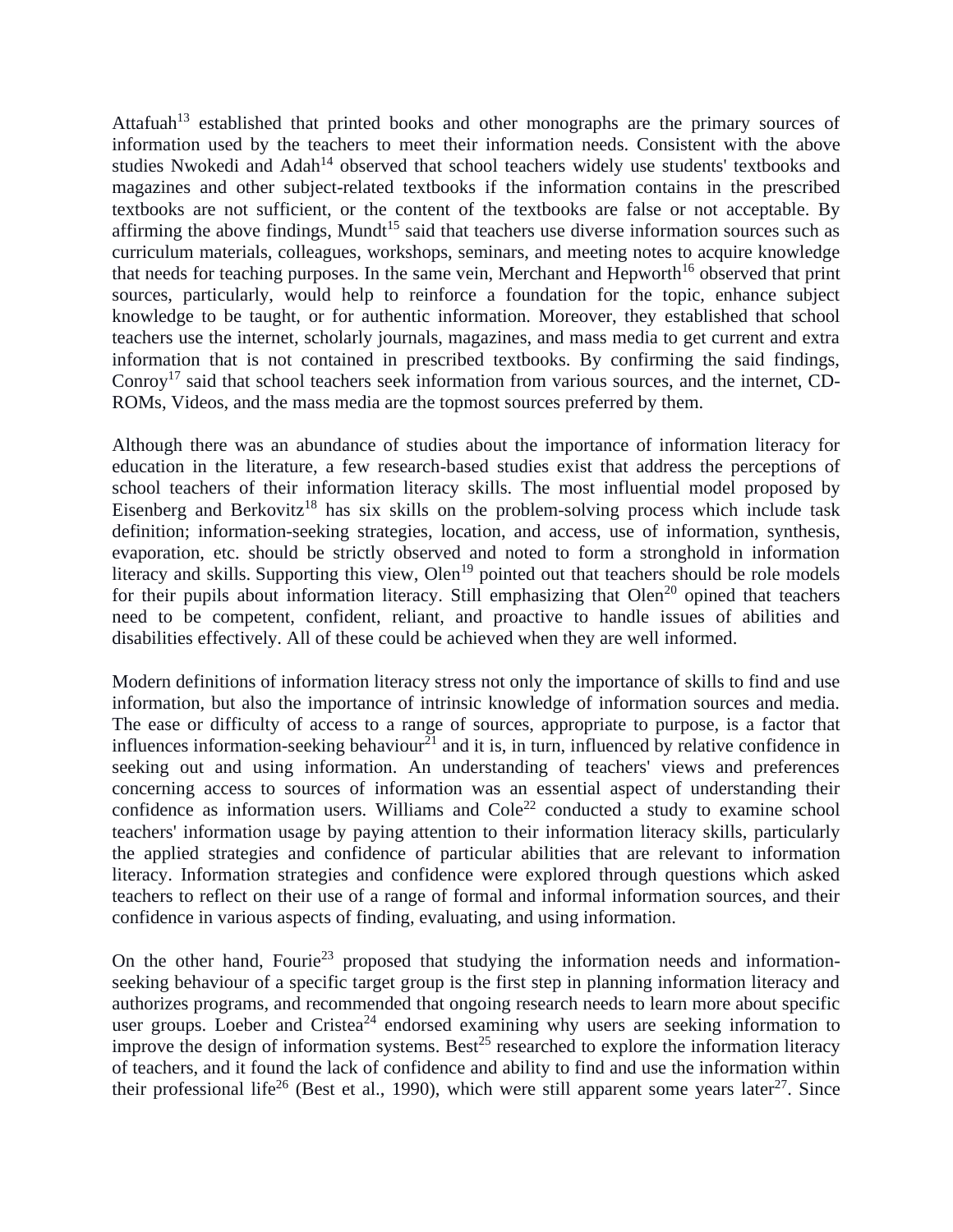Attafuah[13] established that printed books and other monographs are the primary sources of information used by the teachers to meet their information needs. Consistent with the above studies Nwokedi and Adah[14] observed that school teachers widely use students' textbooks and magazines and other subject-related textbooks if the information contains in the prescribed textbooks are not sufficient, or the content of the textbooks are false or not acceptable. By affirming the above findings, Mundt[15] said that teachers use diverse information sources such as curriculum materials, colleagues, workshops, seminars, and meeting notes to acquire knowledge that needs for teaching purposes. In the same vein, Merchant and Hepworth[16] observed that print sources, particularly, would help to reinforce a foundation for the topic, enhance subject knowledge to be taught, or for authentic information. Moreover, they established that school teachers use the internet, scholarly journals, magazines, and mass media to get current and extra information that is not contained in prescribed textbooks. By confirming the said findings, Conroy[17] said that school teachers seek information from various sources, and the internet, CD-ROMs, Videos, and the mass media are the topmost sources preferred by them.

Although there was an abundance of studies about the importance of information literacy for education in the literature, a few research-based studies exist that address the perceptions of school teachers of their information literacy skills. The most influential model proposed by Eisenberg and Berkovitz[18] has six skills on the problem-solving process which include task definition; information-seeking strategies, location, and access, use of information, synthesis, evaporation, etc. should be strictly observed and noted to form a stronghold in information literacy and skills. Supporting this view, Olen[19] pointed out that teachers should be role models for their pupils about information literacy. Still emphasizing that Olen[20] opined that teachers need to be competent, confident, reliant, and proactive to handle issues of abilities and disabilities effectively. All of these could be achieved when they are well informed.

Modern definitions of information literacy stress not only the importance of skills to find and use information, but also the importance of intrinsic knowledge of information sources and media. The ease or difficulty of access to a range of sources, appropriate to purpose, is a factor that influences information-seeking behaviour[21] and it is, in turn, influenced by relative confidence in seeking out and using information. An understanding of teachers' views and preferences concerning access to sources of information was an essential aspect of understanding their confidence as information users. Williams and Cole[22] conducted a study to examine school teachers' information usage by paying attention to their information literacy skills, particularly the applied strategies and confidence of particular abilities that are relevant to information literacy. Information strategies and confidence were explored through questions which asked teachers to reflect on their use of a range of formal and informal information sources, and their confidence in various aspects of finding, evaluating, and using information.

On the other hand, Fourie[23] proposed that studying the information needs and information-seeking behaviour of a specific target group is the first step in planning information literacy and authorizes programs, and recommended that ongoing research needs to learn more about specific user groups. Loeber and Cristea[24] endorsed examining why users are seeking information to improve the design of information systems. Best[25] researched to explore the information literacy of teachers, and it found the lack of confidence and ability to find and use the information within their professional life[26] (Best et al., 1990), which were still apparent some years later[27]. Since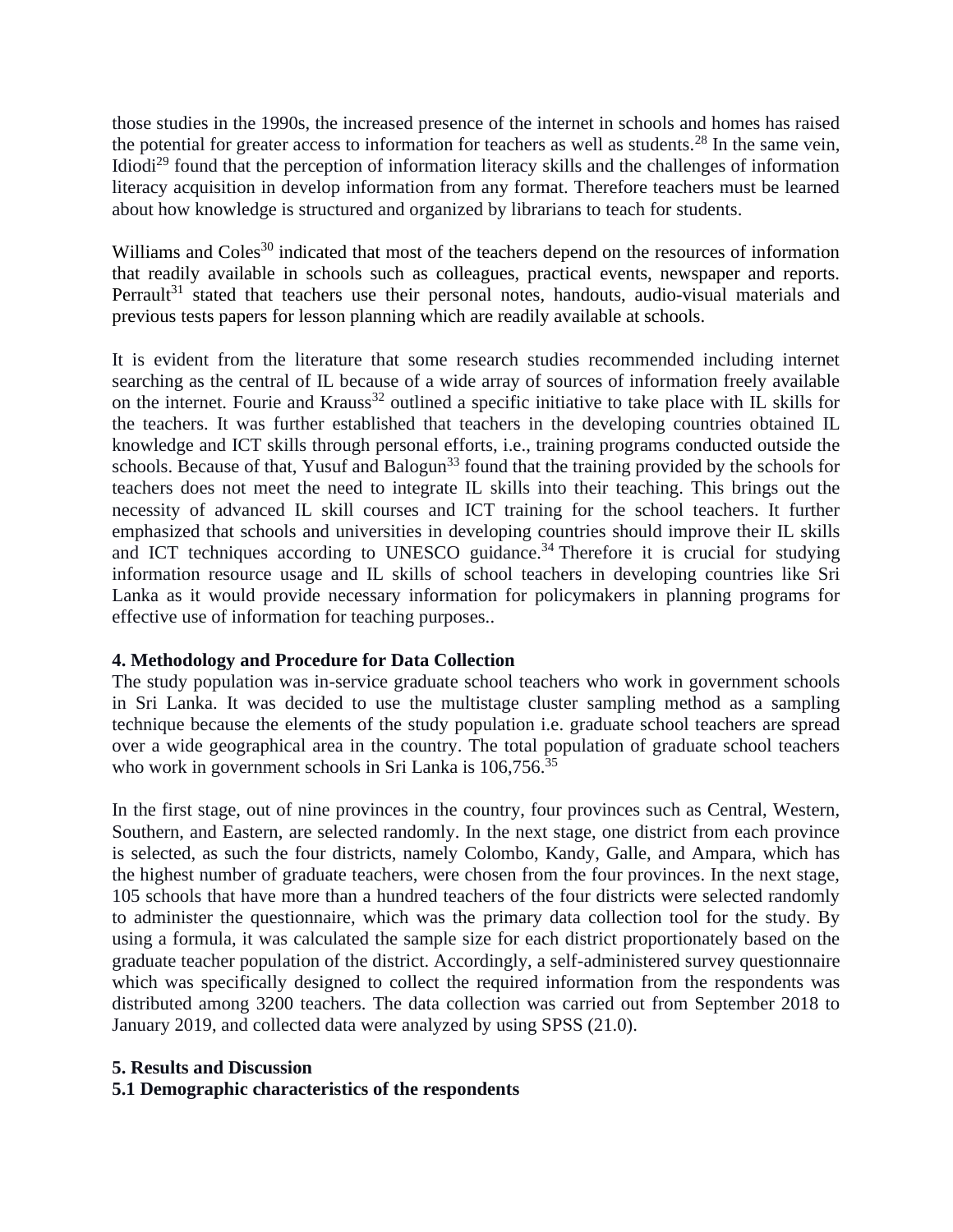those studies in the 1990s, the increased presence of the internet in schools and homes has raised the potential for greater access to information for teachers as well as students.[28] In the same vein, Idiodi[29] found that the perception of information literacy skills and the challenges of information literacy acquisition in develop information from any format. Therefore teachers must be learned about how knowledge is structured and organized by librarians to teach for students.

Williams and Coles[30] indicated that most of the teachers depend on the resources of information that readily available in schools such as colleagues, practical events, newspaper and reports. Perrault[31] stated that teachers use their personal notes, handouts, audio-visual materials and previous tests papers for lesson planning which are readily available at schools.

It is evident from the literature that some research studies recommended including internet searching as the central of IL because of a wide array of sources of information freely available on the internet. Fourie and Krauss[32] outlined a specific initiative to take place with IL skills for the teachers. It was further established that teachers in the developing countries obtained IL knowledge and ICT skills through personal efforts, i.e., training programs conducted outside the schools. Because of that, Yusuf and Balogun[33] found that the training provided by the schools for teachers does not meet the need to integrate IL skills into their teaching. This brings out the necessity of advanced IL skill courses and ICT training for the school teachers. It further emphasized that schools and universities in developing countries should improve their IL skills and ICT techniques according to UNESCO guidance.[34] Therefore it is crucial for studying information resource usage and IL skills of school teachers in developing countries like Sri Lanka as it would provide necessary information for policymakers in planning programs for effective use of information for teaching purposes..

## 4. Methodology and Procedure for Data Collection

The study population was in-service graduate school teachers who work in government schools in Sri Lanka. It was decided to use the multistage cluster sampling method as a sampling technique because the elements of the study population i.e. graduate school teachers are spread over a wide geographical area in the country. The total population of graduate school teachers who work in government schools in Sri Lanka is 106,756.[35]

In the first stage, out of nine provinces in the country, four provinces such as Central, Western, Southern, and Eastern, are selected randomly. In the next stage, one district from each province is selected, as such the four districts, namely Colombo, Kandy, Galle, and Ampara, which has the highest number of graduate teachers, were chosen from the four provinces. In the next stage, 105 schools that have more than a hundred teachers of the four districts were selected randomly to administer the questionnaire, which was the primary data collection tool for the study. By using a formula, it was calculated the sample size for each district proportionately based on the graduate teacher population of the district. Accordingly, a self-administered survey questionnaire which was specifically designed to collect the required information from the respondents was distributed among 3200 teachers. The data collection was carried out from September 2018 to January 2019, and collected data were analyzed by using SPSS (21.0).

## 5. Results and Discussion

### 5.1 Demographic characteristics of the respondents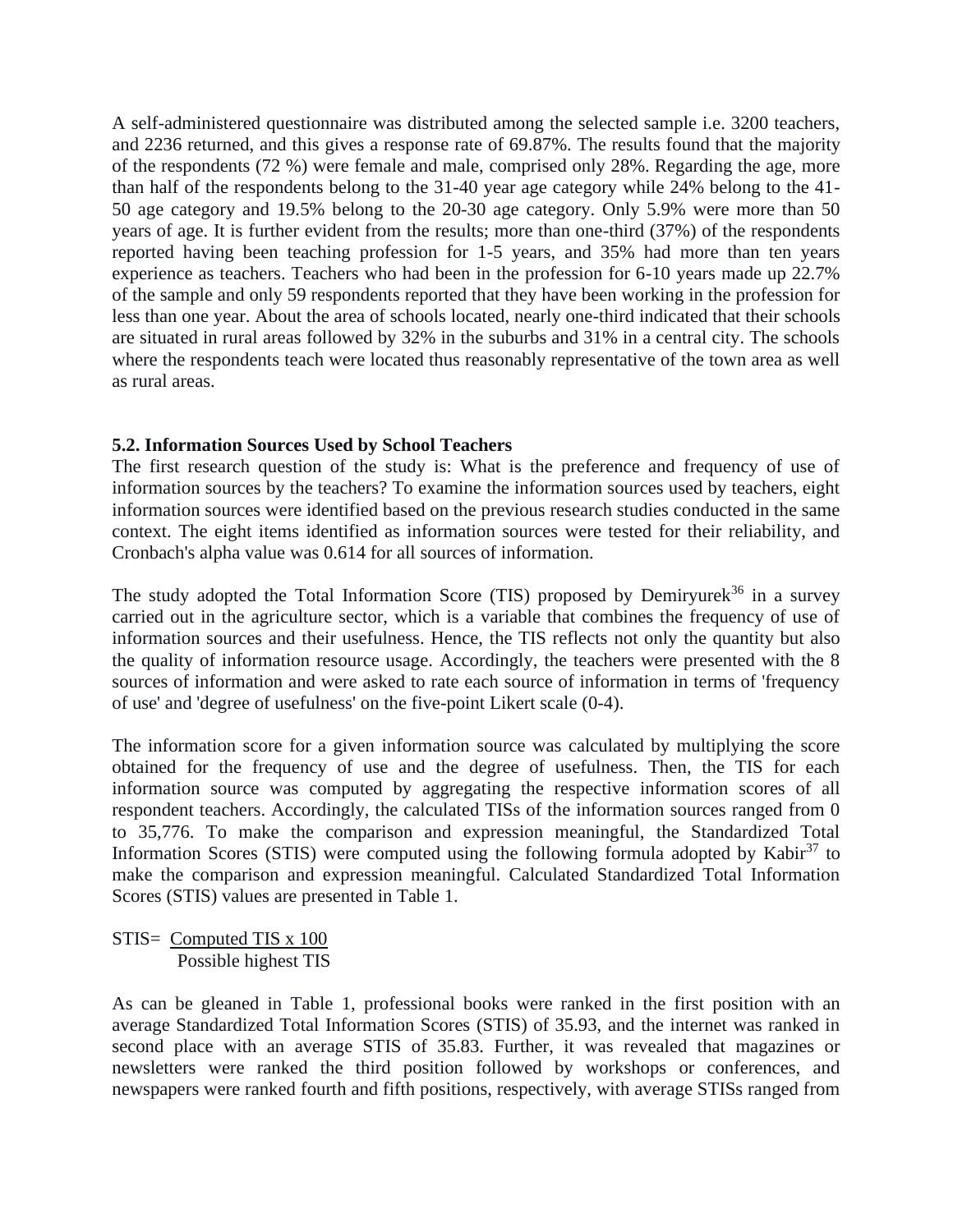A self-administered questionnaire was distributed among the selected sample i.e. 3200 teachers, and 2236 returned, and this gives a response rate of 69.87%. The results found that the majority of the respondents (72 %) were female and male, comprised only 28%. Regarding the age, more than half of the respondents belong to the 31-40 year age category while 24% belong to the 41-50 age category and 19.5% belong to the 20-30 age category. Only 5.9% were more than 50 years of age. It is further evident from the results; more than one-third (37%) of the respondents reported having been teaching profession for 1-5 years, and 35% had more than ten years experience as teachers. Teachers who had been in the profession for 6-10 years made up 22.7% of the sample and only 59 respondents reported that they have been working in the profession for less than one year. About the area of schools located, nearly one-third indicated that their schools are situated in rural areas followed by 32% in the suburbs and 31% in a central city. The schools where the respondents teach were located thus reasonably representative of the town area as well as rural areas.

### 5.2. Information Sources Used by School Teachers

The first research question of the study is: What is the preference and frequency of use of information sources by the teachers? To examine the information sources used by teachers, eight information sources were identified based on the previous research studies conducted in the same context. The eight items identified as information sources were tested for their reliability, and Cronbach's alpha value was 0.614 for all sources of information.

The study adopted the Total Information Score (TIS) proposed by Demiryurek[36] in a survey carried out in the agriculture sector, which is a variable that combines the frequency of use of information sources and their usefulness. Hence, the TIS reflects not only the quantity but also the quality of information resource usage. Accordingly, the teachers were presented with the 8 sources of information and were asked to rate each source of information in terms of 'frequency of use' and 'degree of usefulness' on the five-point Likert scale (0-4).

The information score for a given information source was calculated by multiplying the score obtained for the frequency of use and the degree of usefulness. Then, the TIS for each information source was computed by aggregating the respective information scores of all respondent teachers. Accordingly, the calculated TISs of the information sources ranged from 0 to 35,776. To make the comparison and expression meaningful, the Standardized Total Information Scores (STIS) were computed using the following formula adopted by Kabir[37] to make the comparison and expression meaningful. Calculated Standardized Total Information Scores (STIS) values are presented in Table 1.

$$\text{STIS} = \frac{\text{Computed TIS} \times 100}{\text{Possible highest TIS}}$$

As can be gleaned in Table 1, professional books were ranked in the first position with an average Standardized Total Information Scores (STIS) of 35.93, and the internet was ranked in second place with an average STIS of 35.83. Further, it was revealed that magazines or newsletters were ranked the third position followed by workshops or conferences, and newspapers were ranked fourth and fifth positions, respectively, with average STISs ranged from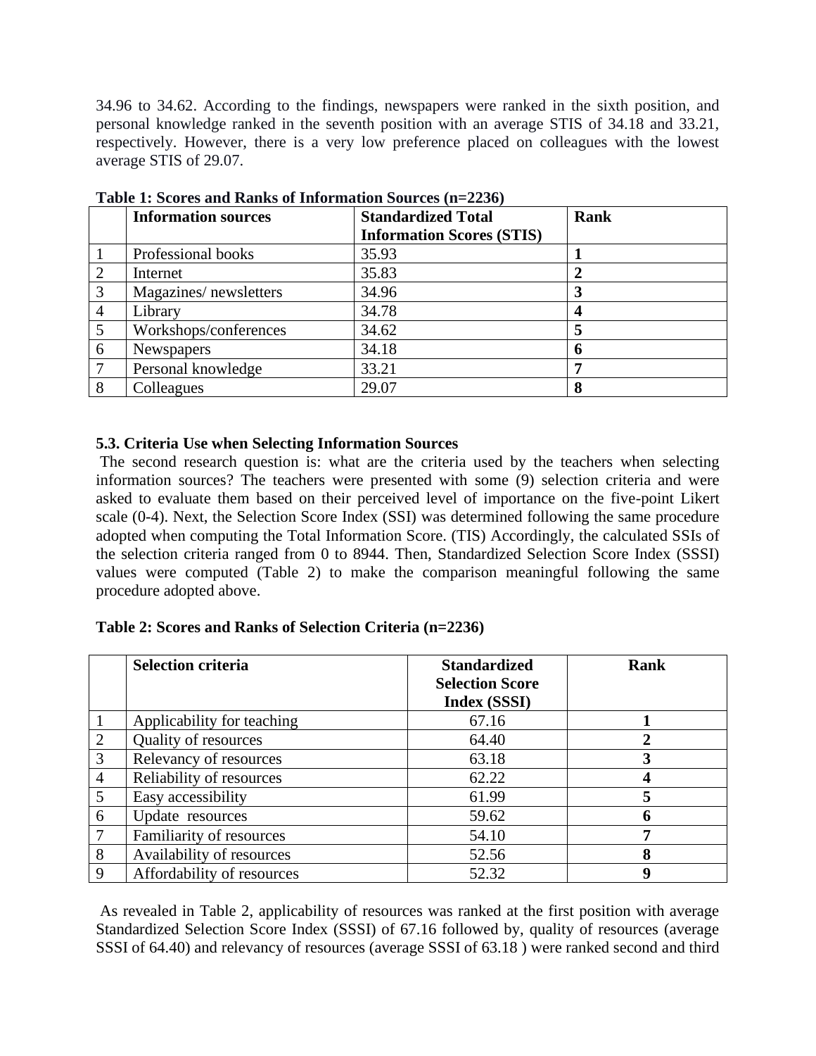34.96 to 34.62. According to the findings, newspapers were ranked in the sixth position, and personal knowledge ranked in the seventh position with an average STIS of 34.18 and 33.21, respectively. However, there is a very low preference placed on colleagues with the lowest average STIS of 29.07.

**Table 1: Scores and Ranks of Information Sources (n=2236)**

| | **Information sources** | **Standardized Total Information Scores (STIS)** | **Rank** |
|---|---|---|---|
| 1 | Professional books | 35.93 | **1** |
| 2 | Internet | 35.83 | **2** |
| 3 | Magazines/ newsletters | 34.96 | **3** |
| 4 | Library | 34.78 | **4** |
| 5 | Workshops/conferences | 34.62 | **5** |
| 6 | Newspapers | 34.18 | **6** |
| 7 | Personal knowledge | 33.21 | **7** |
| 8 | Colleagues | 29.07 | **8** |

### 5.3. Criteria Use when Selecting Information Sources

The second research question is: what are the criteria used by the teachers when selecting information sources? The teachers were presented with some (9) selection criteria and were asked to evaluate them based on their perceived level of importance on the five-point Likert scale (0-4). Next, the Selection Score Index (SSI) was determined following the same procedure adopted when computing the Total Information Score. (TIS) Accordingly, the calculated SSIs of the selection criteria ranged from 0 to 8944. Then, Standardized Selection Score Index (SSSI) values were computed (Table 2) to make the comparison meaningful following the same procedure adopted above.

**Table 2: Scores and Ranks of Selection Criteria (n=2236)**

| | **Selection criteria** | **Standardized Selection Score Index (SSSI)** | **Rank** |
|---|---|---|---|
| 1 | Applicability for teaching | 67.16 | **1** |
| 2 | Quality of resources | 64.40 | **2** |
| 3 | Relevancy of resources | 63.18 | **3** |
| 4 | Reliability of resources | 62.22 | **4** |
| 5 | Easy accessibility | 61.99 | **5** |
| 6 | Update resources | 59.62 | **6** |
| 7 | Familiarity of resources | 54.10 | **7** |
| 8 | Availability of resources | 52.56 | **8** |
| 9 | Affordability of resources | 52.32 | **9** |

As revealed in Table 2, applicability of resources was ranked at the first position with average Standardized Selection Score Index (SSSI) of 67.16 followed by, quality of resources (average SSSI of 64.40) and relevancy of resources (average SSSI of 63.18 ) were ranked second and third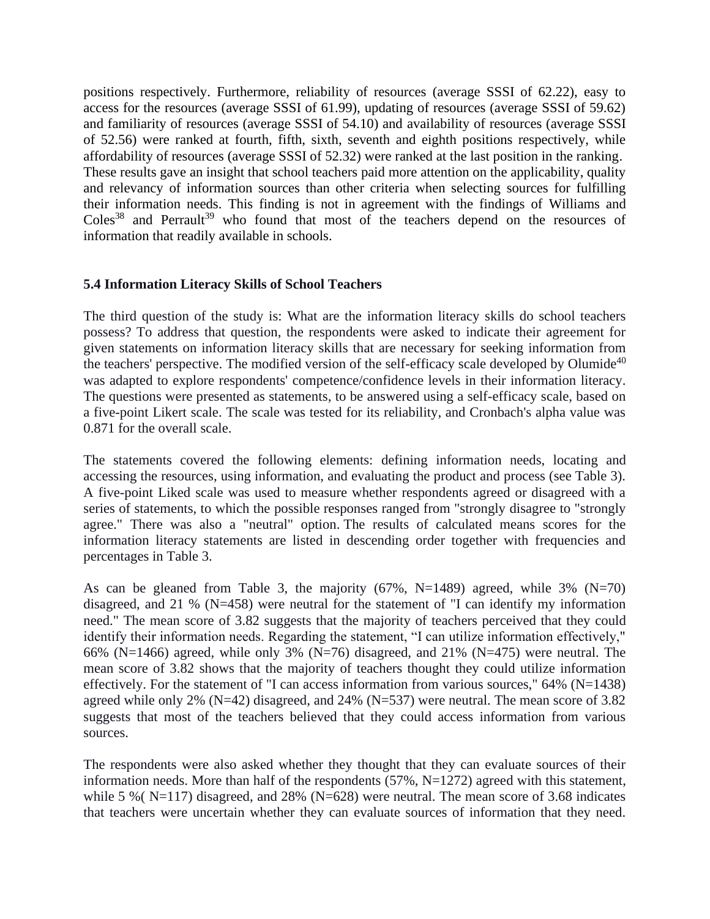positions respectively. Furthermore, reliability of resources (average SSSI of 62.22), easy to access for the resources (average SSSI of 61.99), updating of resources (average SSSI of 59.62) and familiarity of resources (average SSSI of 54.10) and availability of resources (average SSSI of 52.56) were ranked at fourth, fifth, sixth, seventh and eighth positions respectively, while affordability of resources (average SSSI of 52.32) were ranked at the last position in the ranking. These results gave an insight that school teachers paid more attention on the applicability, quality and relevancy of information sources than other criteria when selecting sources for fulfilling their information needs. This finding is not in agreement with the findings of Williams and Coles[38] and Perrault[39] who found that most of the teachers depend on the resources of information that readily available in schools.

### 5.4 Information Literacy Skills of School Teachers

The third question of the study is: What are the information literacy skills do school teachers possess? To address that question, the respondents were asked to indicate their agreement for given statements on information literacy skills that are necessary for seeking information from the teachers' perspective. The modified version of the self-efficacy scale developed by Olumide[40] was adapted to explore respondents' competence/confidence levels in their information literacy. The questions were presented as statements, to be answered using a self-efficacy scale, based on a five-point Likert scale. The scale was tested for its reliability, and Cronbach's alpha value was 0.871 for the overall scale.

The statements covered the following elements: defining information needs, locating and accessing the resources, using information, and evaluating the product and process (see Table 3). A five-point Liked scale was used to measure whether respondents agreed or disagreed with a series of statements, to which the possible responses ranged from "strongly disagree to "strongly agree." There was also a "neutral" option. The results of calculated means scores for the information literacy statements are listed in descending order together with frequencies and percentages in Table 3.

As can be gleaned from Table 3, the majority (67%, N=1489) agreed, while 3% (N=70) disagreed, and 21 % (N=458) were neutral for the statement of "I can identify my information need." The mean score of 3.82 suggests that the majority of teachers perceived that they could identify their information needs. Regarding the statement, "I can utilize information effectively," 66% (N=1466) agreed, while only 3% (N=76) disagreed, and 21% (N=475) were neutral. The mean score of 3.82 shows that the majority of teachers thought they could utilize information effectively. For the statement of "I can access information from various sources," 64% (N=1438) agreed while only 2% (N=42) disagreed, and 24% (N=537) were neutral. The mean score of 3.82 suggests that most of the teachers believed that they could access information from various sources.

The respondents were also asked whether they thought that they can evaluate sources of their information needs. More than half of the respondents (57%, N=1272) agreed with this statement, while 5 %( N=117) disagreed, and 28% (N=628) were neutral. The mean score of 3.68 indicates that teachers were uncertain whether they can evaluate sources of information that they need.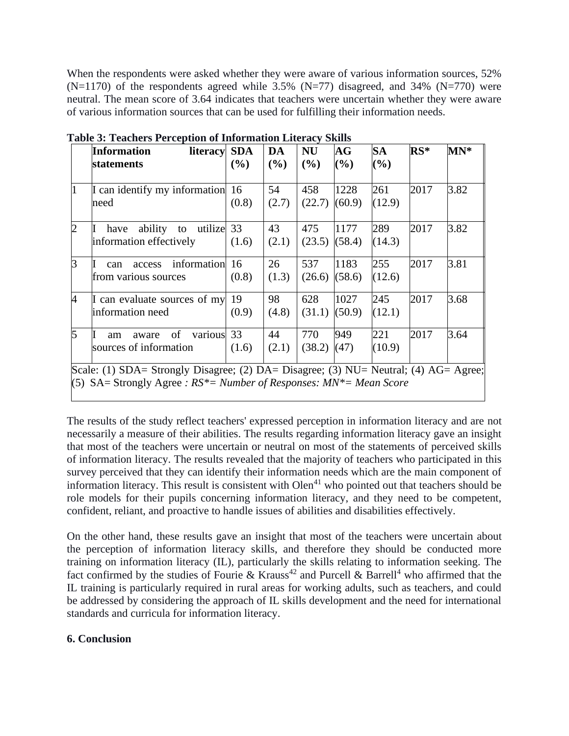When the respondents were asked whether they were aware of various information sources, 52% (N=1170) of the respondents agreed while 3.5% (N=77) disagreed, and 34% (N=770) were neutral. The mean score of 3.64 indicates that teachers were uncertain whether they were aware of various information sources that can be used for fulfilling their information needs.

**Table 3: Teachers Perception of Information Literacy Skills**

| | **Information literacy statements** | **SDA (%)** | **DA (%)** | **NU (%)** | **AG (%)** | **SA (%)** | **RS*** | **MN*** |
|---|---|---|---|---|---|---|---|---|
| 1 | I can identify my information need | 16 (0.8) | 54 (2.7) | 458 (22.7) | 1228 (60.9) | 261 (12.9) | 2017 | 3.82 |
| 2 | I have ability to utilize information effectively | 33 (1.6) | 43 (2.1) | 475 (23.5) | 1177 (58.4) | 289 (14.3) | 2017 | 3.82 |
| 3 | I can access information from various sources | 16 (0.8) | 26 (1.3) | 537 (26.6) | 1183 (58.6) | 255 (12.6) | 2017 | 3.81 |
| 4 | I can evaluate sources of my information need | 19 (0.9) | 98 (4.8) | 628 (31.1) | 1027 (50.9) | 245 (12.1) | 2017 | 3.68 |
| 5 | I am aware of various sources of information | 33 (1.6) | 44 (2.1) | 770 (38.2) | 949 (47) | 221 (10.9) | 2017 | 3.64 |

Scale: (1) SDA= Strongly Disagree; (2) DA= Disagree; (3) NU= Neutral; (4) AG= Agree; (5) SA= Strongly Agree *: RS*= Number of Responses: MN*= Mean Score*

The results of the study reflect teachers' expressed perception in information literacy and are not necessarily a measure of their abilities. The results regarding information literacy gave an insight that most of the teachers were uncertain or neutral on most of the statements of perceived skills of information literacy. The results revealed that the majority of teachers who participated in this survey perceived that they can identify their information needs which are the main component of information literacy. This result is consistent with Olen[41] who pointed out that teachers should be role models for their pupils concerning information literacy, and they need to be competent, confident, reliant, and proactive to handle issues of abilities and disabilities effectively.

On the other hand, these results gave an insight that most of the teachers were uncertain about the perception of information literacy skills, and therefore they should be conducted more training on information literacy (IL), particularly the skills relating to information seeking. The fact confirmed by the studies of Fourie & Krauss[42] and Purcell & Barrell[4] who affirmed that the IL training is particularly required in rural areas for working adults, such as teachers, and could be addressed by considering the approach of IL skills development and the need for international standards and curricula for information literacy.

## 6. Conclusion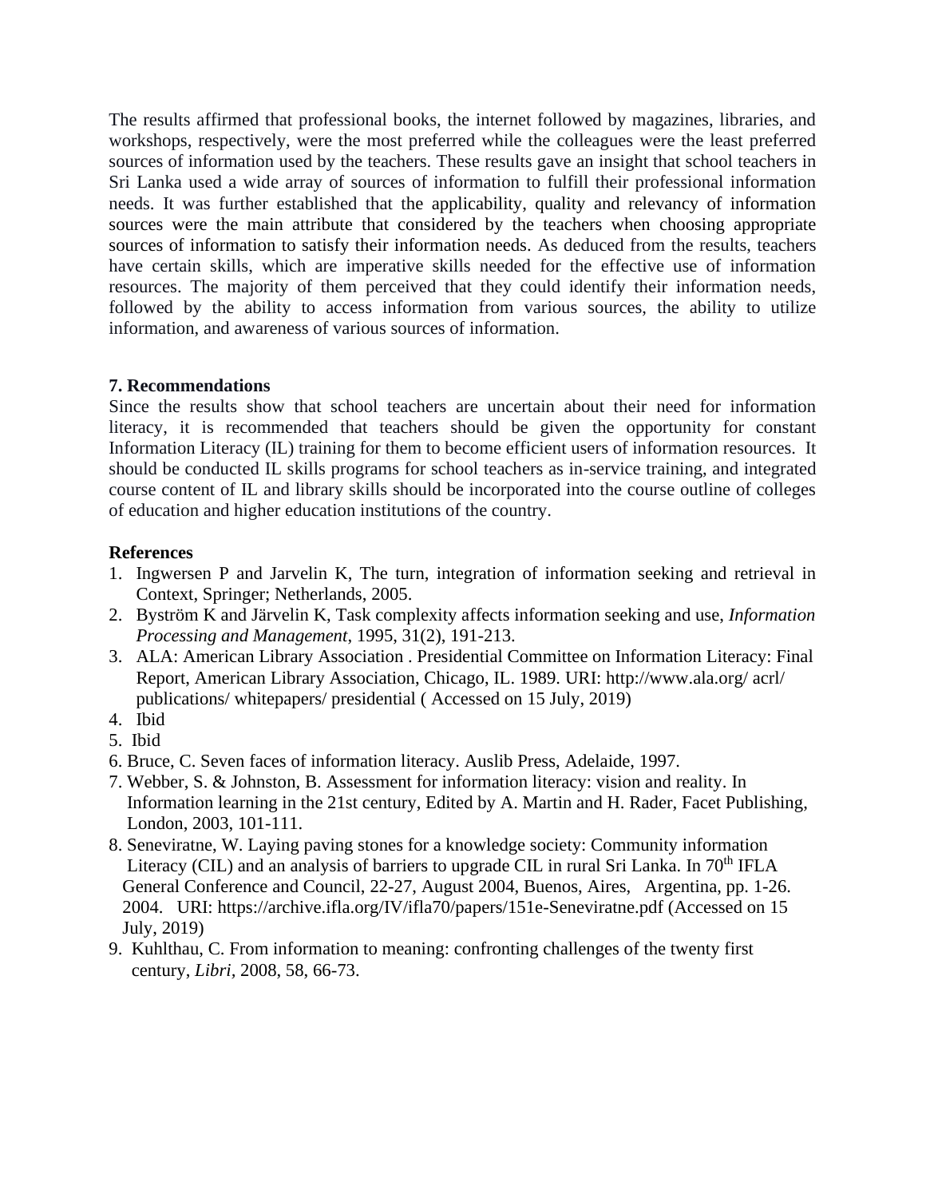The results affirmed that professional books, the internet followed by magazines, libraries, and workshops, respectively, were the most preferred while the colleagues were the least preferred sources of information used by the teachers. These results gave an insight that school teachers in Sri Lanka used a wide array of sources of information to fulfill their professional information needs. It was further established that the applicability, quality and relevancy of information sources were the main attribute that considered by the teachers when choosing appropriate sources of information to satisfy their information needs. As deduced from the results, teachers have certain skills, which are imperative skills needed for the effective use of information resources. The majority of them perceived that they could identify their information needs, followed by the ability to access information from various sources, the ability to utilize information, and awareness of various sources of information.

## 7. Recommendations

Since the results show that school teachers are uncertain about their need for information literacy, it is recommended that teachers should be given the opportunity for constant Information Literacy (IL) training for them to become efficient users of information resources. It should be conducted IL skills programs for school teachers as in-service training, and integrated course content of IL and library skills should be incorporated into the course outline of colleges of education and higher education institutions of the country.

## References

1. Ingwersen P and Jarvelin K, The turn, integration of information seeking and retrieval in Context, Springer; Netherlands, 2005.
2. Byström K and Järvelin K, Task complexity affects information seeking and use, *Information Processing and Management*, 1995, 31(2), 191-213.
3. ALA: American Library Association . Presidential Committee on Information Literacy: Final Report, American Library Association, Chicago, IL. 1989. URI: http://www.ala.org/ acrl/ publications/ whitepapers/ presidential ( Accessed on 15 July, 2019)
4. Ibid
5. Ibid
6. Bruce, C. Seven faces of information literacy. Auslib Press, Adelaide, 1997.
7. Webber, S. & Johnston, B. Assessment for information literacy: vision and reality. In Information learning in the 21st century, Edited by A. Martin and H. Rader, Facet Publishing, London, 2003, 101-111.
8. Seneviratne, W. Laying paving stones for a knowledge society: Community information Literacy (CIL) and an analysis of barriers to upgrade CIL in rural Sri Lanka. In 70th IFLA General Conference and Council, 22-27, August 2004, Buenos, Aires, Argentina, pp. 1-26. 2004. URI: https://archive.ifla.org/IV/ifla70/papers/151e-Seneviratne.pdf (Accessed on 15 July, 2019)
9. Kuhlthau, C. From information to meaning: confronting challenges of the twenty first century, *Libri*, 2008, 58, 66-73.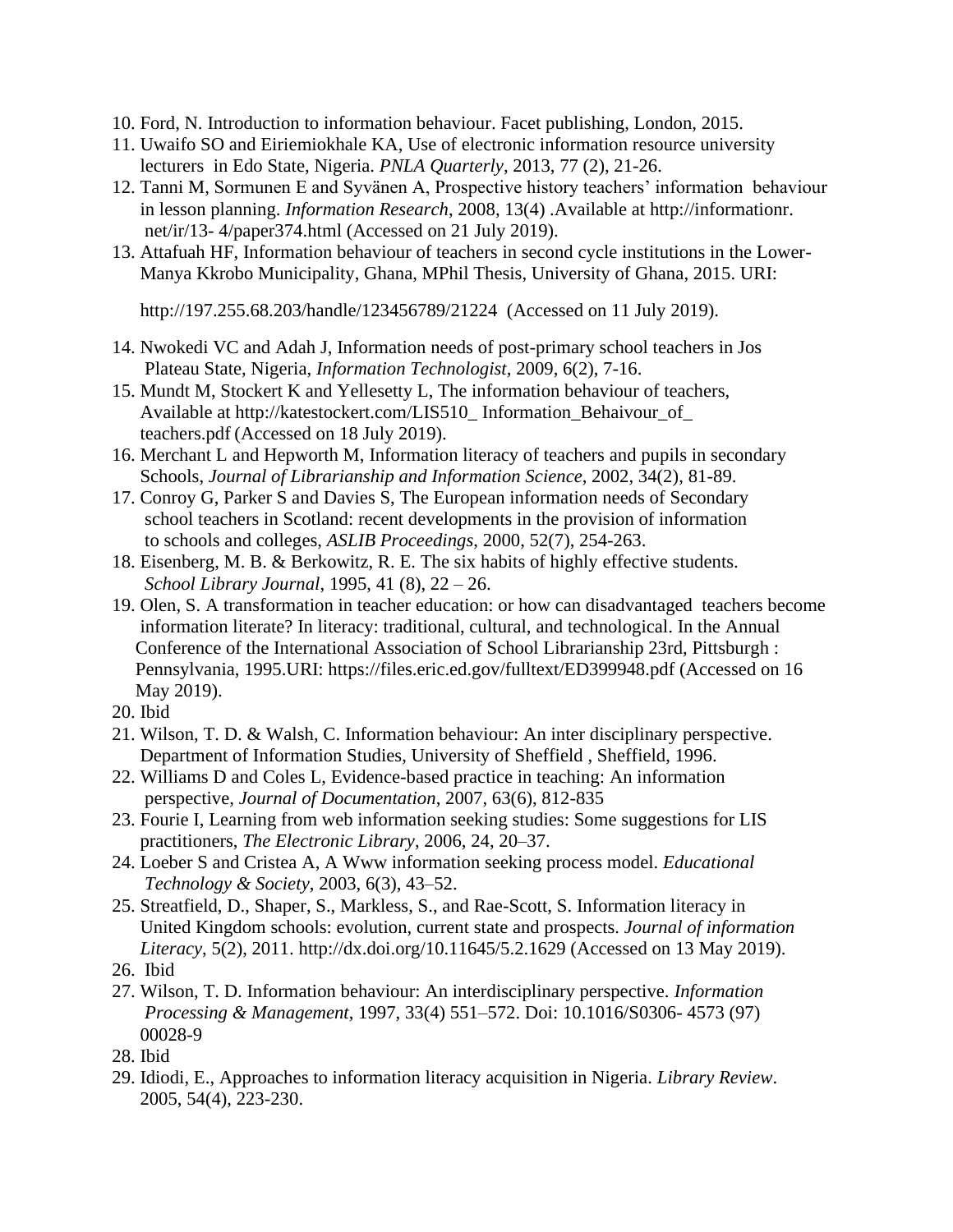10. Ford, N. Introduction to information behaviour. Facet publishing, London, 2015.
11. Uwaifo SO and Eiriemiokhale KA, Use of electronic information resource university lecturers in Edo State, Nigeria. *PNLA Quarterly*, 2013, 77 (2), 21-26.
12. Tanni M, Sormunen E and Syvänen A, Prospective history teachers' information behaviour in lesson planning. *Information Research*, 2008, 13(4) .Available at http://informationr. net/ir/13- 4/paper374.html (Accessed on 21 July 2019).
13. Attafuah HF, Information behaviour of teachers in second cycle institutions in the Lower-Manya Kkrobo Municipality, Ghana, MPhil Thesis, University of Ghana, 2015. URI:

    http://197.255.68.203/handle/123456789/21224 (Accessed on 11 July 2019).
14. Nwokedi VC and Adah J, Information needs of post-primary school teachers in Jos Plateau State, Nigeria, *Information Technologist*, 2009, 6(2), 7-16.
15. Mundt M, Stockert K and Yellesetty L, The information behaviour of teachers, Available at http://katestockert.com/LIS510_ Information_Behaivour_of_ teachers.pdf (Accessed on 18 July 2019).
16. Merchant L and Hepworth M, Information literacy of teachers and pupils in secondary Schools, *Journal of Librarianship and Information Science*, 2002, 34(2), 81-89.
17. Conroy G, Parker S and Davies S, The European information needs of Secondary school teachers in Scotland: recent developments in the provision of information to schools and colleges, *ASLIB Proceedings*, 2000, 52(7), 254-263.
18. Eisenberg, M. B. & Berkowitz, R. E. The six habits of highly effective students. *School Library Journal*, 1995, 41 (8), 22 – 26.
19. Olen, S. A transformation in teacher education: or how can disadvantaged teachers become information literate? In literacy: traditional, cultural, and technological. In the Annual Conference of the International Association of School Librarianship 23rd, Pittsburgh : Pennsylvania, 1995.URI: https://files.eric.ed.gov/fulltext/ED399948.pdf (Accessed on 16 May 2019).
20. Ibid
21. Wilson, T. D. & Walsh, C. Information behaviour: An inter disciplinary perspective. Department of Information Studies, University of Sheffield , Sheffield, 1996.
22. Williams D and Coles L, Evidence-based practice in teaching: An information perspective, *Journal of Documentation*, 2007, 63(6), 812-835
23. Fourie I, Learning from web information seeking studies: Some suggestions for LIS practitioners, *The Electronic Library*, 2006, 24, 20–37.
24. Loeber S and Cristea A, A Www information seeking process model. *Educational Technology & Society*, 2003, 6(3), 43–52.
25. Streatfield, D., Shaper, S., Markless, S., and Rae-Scott, S. Information literacy in United Kingdom schools: evolution, current state and prospects. *Journal of information Literacy*, 5(2), 2011. http://dx.doi.org/10.11645/5.2.1629 (Accessed on 13 May 2019).
26. Ibid
27. Wilson, T. D. Information behaviour: An interdisciplinary perspective. *Information Processing & Management*, 1997, 33(4) 551–572. Doi: 10.1016/S0306- 4573 (97) 00028-9
28. Ibid
29. Idiodi, E., Approaches to information literacy acquisition in Nigeria. *Library Review*. 2005, 54(4), 223-230.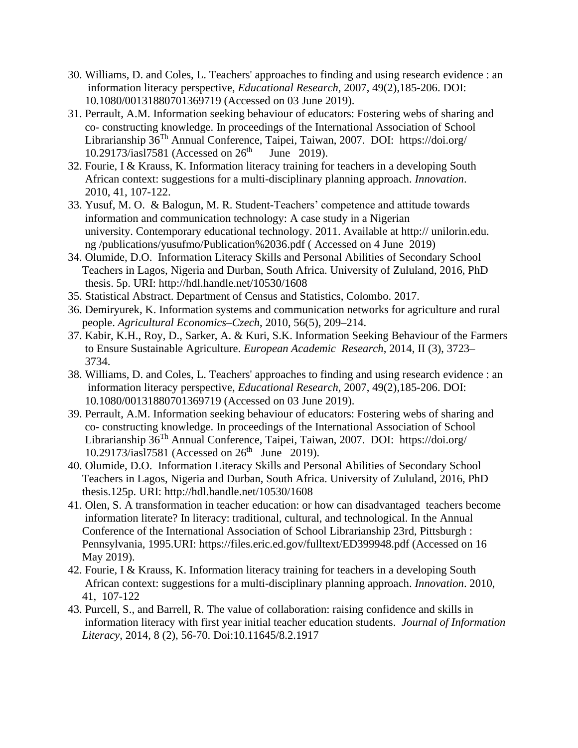30. Williams, D. and Coles, L. Teachers' approaches to finding and using research evidence : an information literacy perspective, *Educational Research*, 2007, 49(2),185-206. DOI: 10.1080/00131880701369719 (Accessed on 03 June 2019).
31. Perrault, A.M. Information seeking behaviour of educators: Fostering webs of sharing and co- constructing knowledge. In proceedings of the International Association of School Librarianship 36Th Annual Conference, Taipei, Taiwan, 2007. DOI: https://doi.org/ 10.29173/iasl7581 (Accessed on 26th June 2019).
32. Fourie, I & Krauss, K. Information literacy training for teachers in a developing South African context: suggestions for a multi-disciplinary planning approach. *Innovation*. 2010, 41, 107-122.
33. Yusuf, M. O. & Balogun, M. R. Student-Teachers' competence and attitude towards information and communication technology: A case study in a Nigerian university. Contemporary educational technology. 2011. Available at http:// unilorin.edu. ng /publications/yusufmo/Publication%2036.pdf ( Accessed on 4 June 2019)
34. Olumide, D.O. Information Literacy Skills and Personal Abilities of Secondary School Teachers in Lagos, Nigeria and Durban, South Africa. University of Zululand, 2016, PhD thesis. 5p. URI: http://hdl.handle.net/10530/1608
35. Statistical Abstract. Department of Census and Statistics, Colombo. 2017.
36. Demiryurek, K. Information systems and communication networks for agriculture and rural people. *Agricultural Economics–Czech*, 2010, 56(5), 209–214.
37. Kabir, K.H., Roy, D., Sarker, A. & Kuri, S.K. Information Seeking Behaviour of the Farmers to Ensure Sustainable Agriculture. *European Academic Research*, 2014, II (3), 3723–3734.
38. Williams, D. and Coles, L. Teachers' approaches to finding and using research evidence : an information literacy perspective, *Educational Research*, 2007, 49(2),185-206. DOI: 10.1080/00131880701369719 (Accessed on 03 June 2019).
39. Perrault, A.M. Information seeking behaviour of educators: Fostering webs of sharing and co- constructing knowledge. In proceedings of the International Association of School Librarianship 36Th Annual Conference, Taipei, Taiwan, 2007. DOI: https://doi.org/ 10.29173/iasl7581 (Accessed on 26th June 2019).
40. Olumide, D.O. Information Literacy Skills and Personal Abilities of Secondary School Teachers in Lagos, Nigeria and Durban, South Africa. University of Zululand, 2016, PhD thesis.125p. URI: http://hdl.handle.net/10530/1608
41. Olen, S. A transformation in teacher education: or how can disadvantaged teachers become information literate? In literacy: traditional, cultural, and technological. In the Annual Conference of the International Association of School Librarianship 23rd, Pittsburgh : Pennsylvania, 1995.URI: https://files.eric.ed.gov/fulltext/ED399948.pdf (Accessed on 16 May 2019).
42. Fourie, I & Krauss, K. Information literacy training for teachers in a developing South African context: suggestions for a multi-disciplinary planning approach. *Innovation*. 2010, 41, 107-122
43. Purcell, S., and Barrell, R. The value of collaboration: raising confidence and skills in information literacy with first year initial teacher education students. *Journal of Information Literacy*, 2014, 8 (2), 56-70. Doi:10.11645/8.2.1917